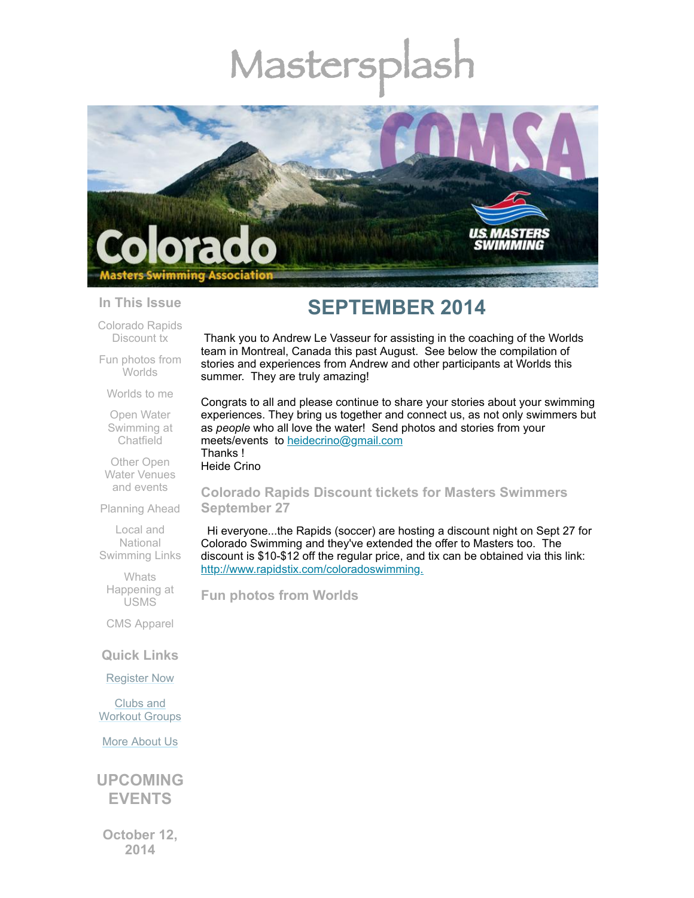# Mastersplash

Colorado Masters Swimming Association

COMSA

US MASTERS SWIMMING

### In This Issue

Colorado Rapids Discount tx

Fun photos from Worlds

Worlds to me

Open Water Swimming at Chatfield

Other Open Water Venues and events

Planning Ahead

Local and National Swimming Links

Whats Happening at USMS

CMS Apparel

### Quick Links

Register Now

Clubs and Workout Groups

More About Us

## UPCOMING EVENTS

**October 12, 2014**

# SEPTEMBER 2014

Thank you to Andrew Le Vasseur for assisting in the coaching of the Worlds team in Montreal, Canada this past August. See below the compilation of stories and experiences from Andrew and other participants at Worlds this summer. They are truly amazing!

Congrats to all and please continue to share your stories about your swimming experiences. They bring us together and connect us, as not only swimmers but as *people* who all love the water! Send photos and stories from your meets/events to heidecrino@gmail.com
Thanks !
Heide Crino

### Colorado Rapids Discount tickets for Masters Swimmers September 27

Hi everyone...the Rapids (soccer) are hosting a discount night on Sept 27 for Colorado Swimming and they've extended the offer to Masters too. The discount is $10-$12 off the regular price, and tix can be obtained via this link: http://www.rapidstix.com/coloradoswimming.

### Fun photos from Worlds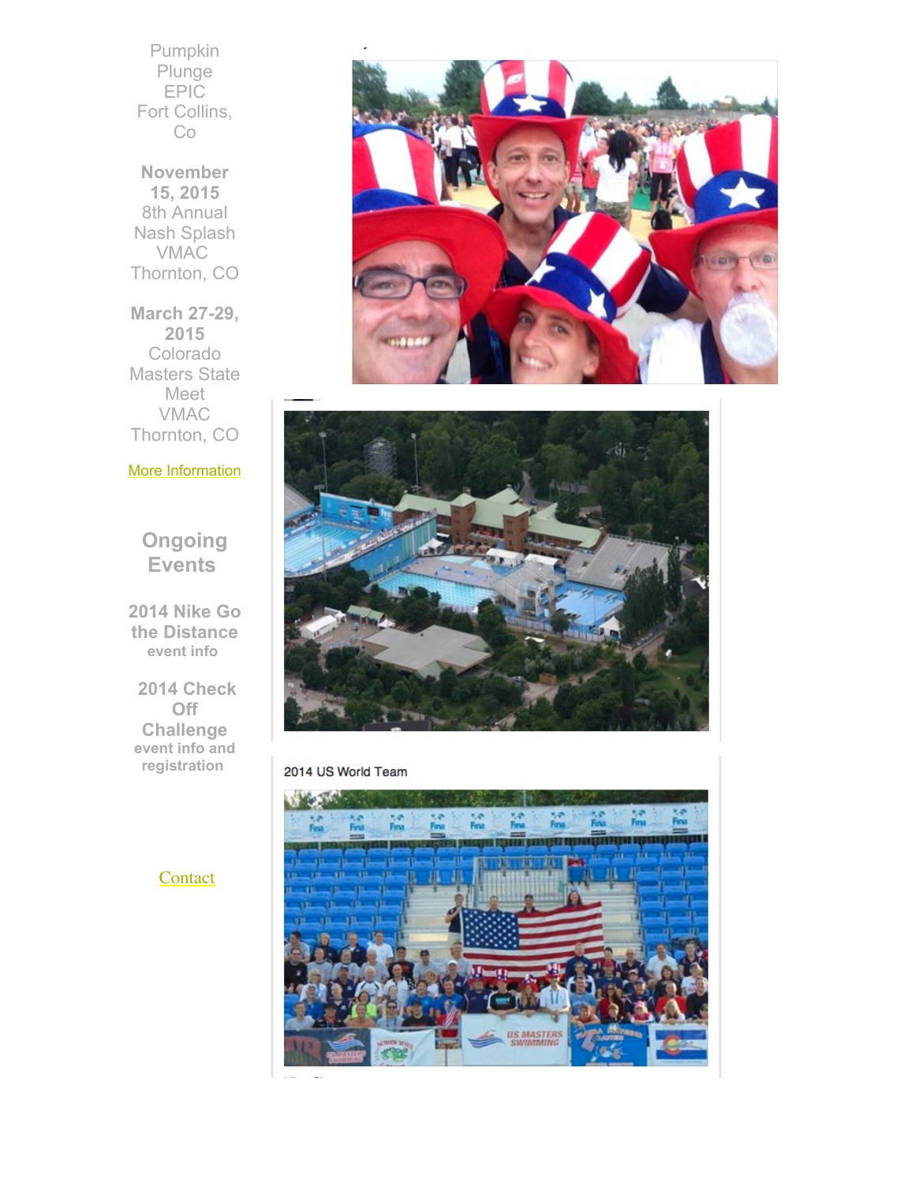Pumpkin Plunge
EPIC
Fort Collins, Co

**November 15, 2015**
8th Annual Nash Splash
VMAC
Thornton, CO

**March 27-29, 2015**
Colorado Masters State Meet
VMAC
Thornton, CO

More Information

## Ongoing Events

**2014 Nike Go the Distance**
**event info**

**2014 Check Off Challenge**
**event info and registration**

Contact

2014 US World Team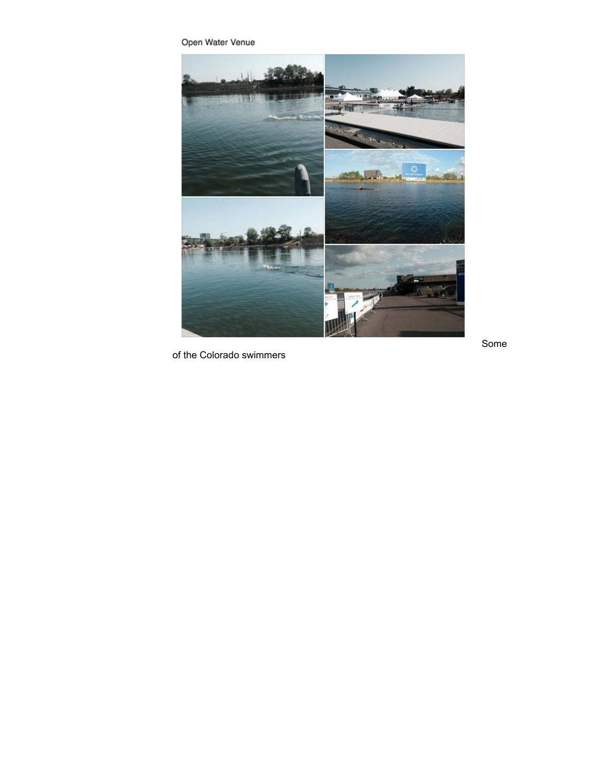Open Water Venue

Some of the Colorado swimmers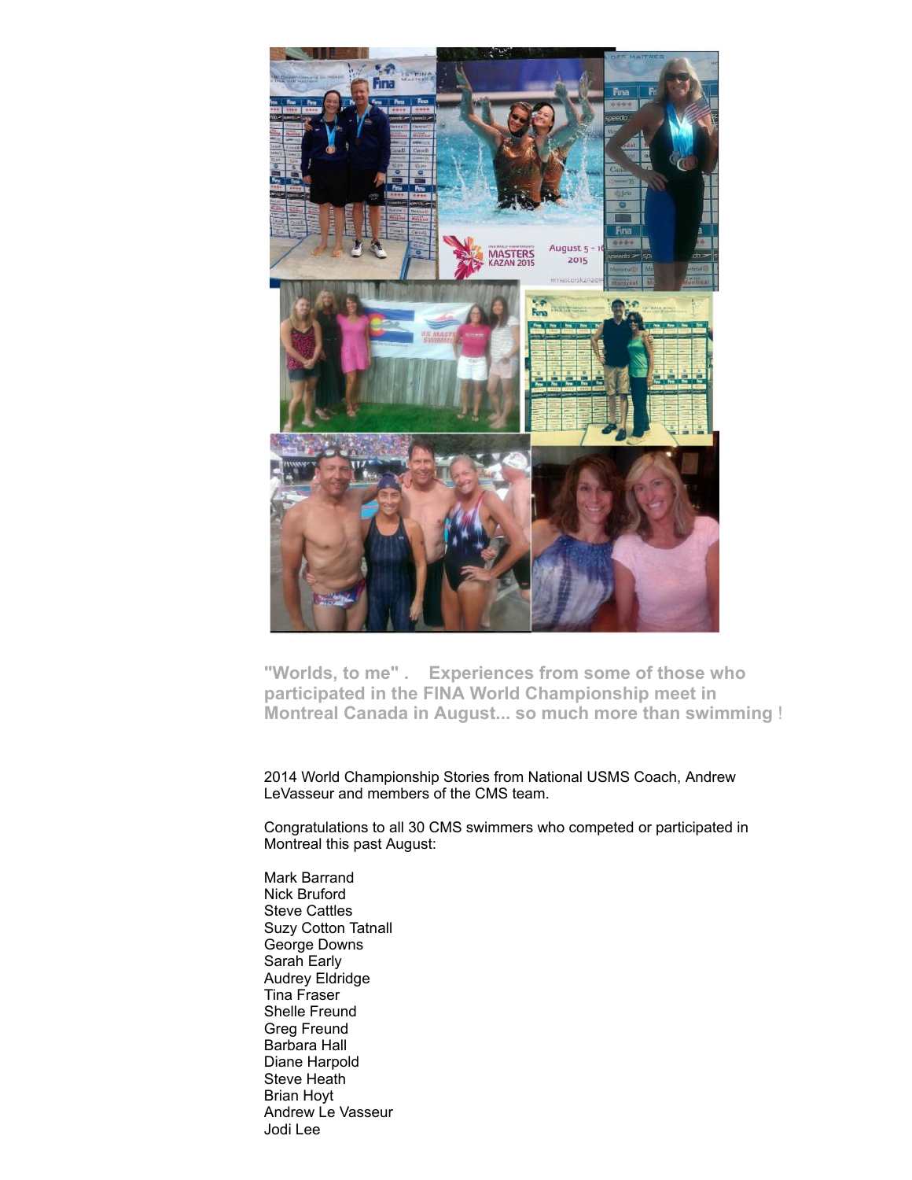**"Worlds, to me" . Experiences from some of those who participated in the FINA World Championship meet in Montreal Canada in August... so much more than swimming !**

2014 World Championship Stories from National USMS Coach, Andrew LeVasseur and members of the CMS team.

Congratulations to all 30 CMS swimmers who competed or participated in Montreal this past August:

Mark Barrand
Nick Bruford
Steve Cattles
Suzy Cotton Tatnall
George Downs
Sarah Early
Audrey Eldridge
Tina Fraser
Shelle Freund
Greg Freund
Barbara Hall
Diane Harpold
Steve Heath
Brian Hoyt
Andrew Le Vasseur
Jodi Lee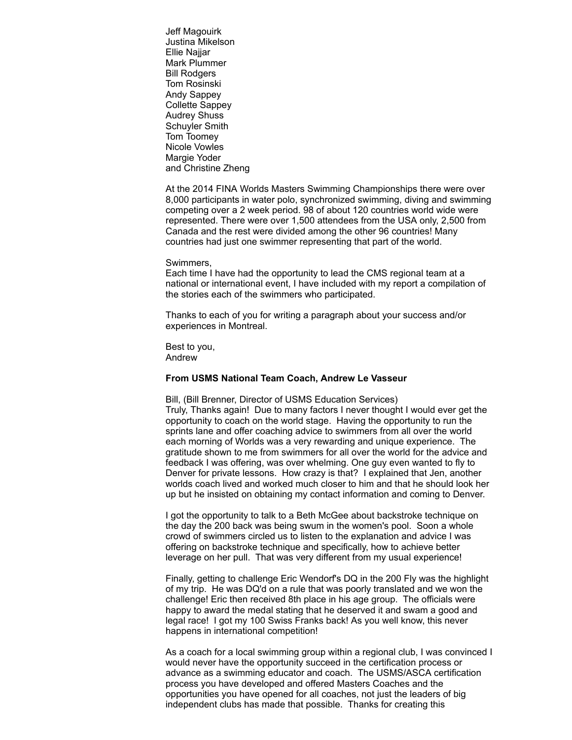Jeff Magouirk
Justina Mikelson
Ellie Najjar
Mark Plummer
Bill Rodgers
Tom Rosinski
Andy Sappey
Collette Sappey
Audrey Shuss
Schuyler Smith
Tom Toomey
Nicole Vowles
Margie Yoder
and Christine Zheng

At the 2014 FINA Worlds Masters Swimming Championships there were over 8,000 participants in water polo, synchronized swimming, diving and swimming competing over a 2 week period. 98 of about 120 countries world wide were represented. There were over 1,500 attendees from the USA only, 2,500 from Canada and the rest were divided among the other 96 countries! Many countries had just one swimmer representing that part of the world.

Swimmers,
Each time I have had the opportunity to lead the CMS regional team at a national or international event, I have included with my report a compilation of the stories each of the swimmers who participated.

Thanks to each of you for writing a paragraph about your success and/or experiences in Montreal.

Best to you,
Andrew

**From USMS National Team Coach, Andrew Le Vasseur**

Bill, (Bill Brenner, Director of USMS Education Services)
Truly, Thanks again! Due to many factors I never thought I would ever get the opportunity to coach on the world stage. Having the opportunity to run the sprints lane and offer coaching advice to swimmers from all over the world each morning of Worlds was a very rewarding and unique experience. The gratitude shown to me from swimmers for all over the world for the advice and feedback I was offering, was over whelming. One guy even wanted to fly to Denver for private lessons. How crazy is that? I explained that Jen, another worlds coach lived and worked much closer to him and that he should look her up but he insisted on obtaining my contact information and coming to Denver.

I got the opportunity to talk to a Beth McGee about backstroke technique on the day the 200 back was being swum in the women's pool. Soon a whole crowd of swimmers circled us to listen to the explanation and advice I was offering on backstroke technique and specifically, how to achieve better leverage on her pull. That was very different from my usual experience!

Finally, getting to challenge Eric Wendorf's DQ in the 200 Fly was the highlight of my trip. He was DQ'd on a rule that was poorly translated and we won the challenge! Eric then received 8th place in his age group. The officials were happy to award the medal stating that he deserved it and swam a good and legal race! I got my 100 Swiss Franks back! As you well know, this never happens in international competition!

As a coach for a local swimming group within a regional club, I was convinced I would never have the opportunity succeed in the certification process or advance as a swimming educator and coach. The USMS/ASCA certification process you have developed and offered Masters Coaches and the opportunities you have opened for all coaches, not just the leaders of big independent clubs has made that possible. Thanks for creating this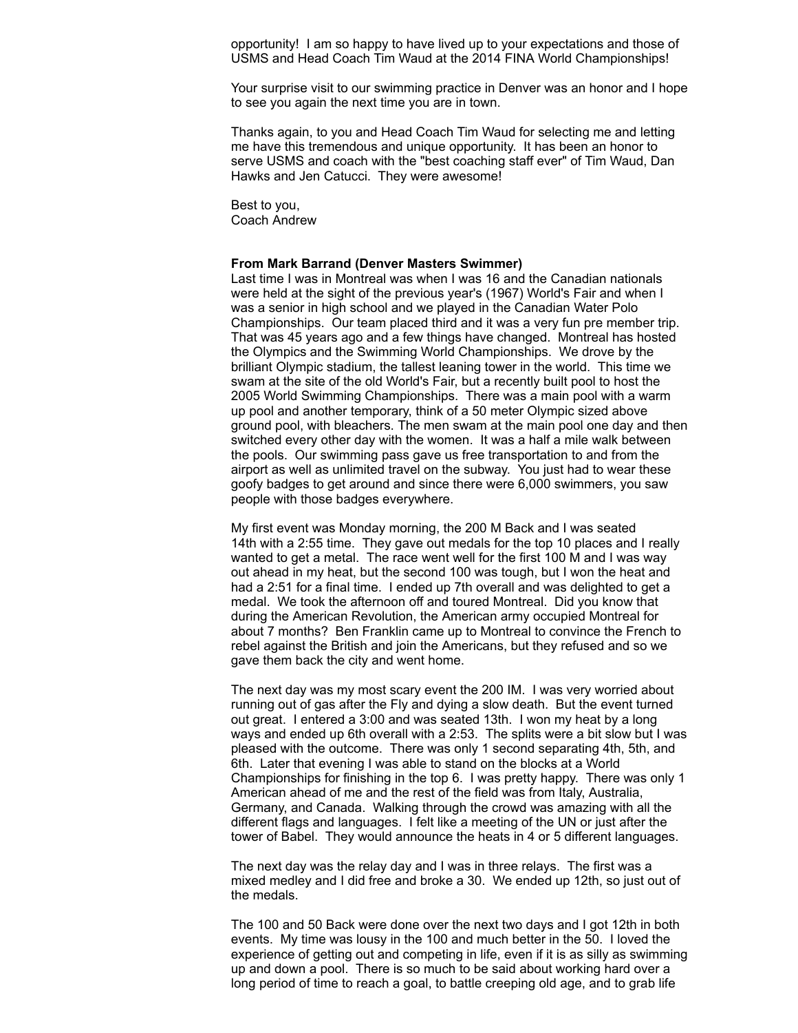opportunity! I am so happy to have lived up to your expectations and those of USMS and Head Coach Tim Waud at the 2014 FINA World Championships!

Your surprise visit to our swimming practice in Denver was an honor and I hope to see you again the next time you are in town.

Thanks again, to you and Head Coach Tim Waud for selecting me and letting me have this tremendous and unique opportunity. It has been an honor to serve USMS and coach with the "best coaching staff ever" of Tim Waud, Dan Hawks and Jen Catucci. They were awesome!

Best to you,
Coach Andrew

**From Mark Barrand (Denver Masters Swimmer)**
Last time I was in Montreal was when I was 16 and the Canadian nationals were held at the sight of the previous year's (1967) World's Fair and when I was a senior in high school and we played in the Canadian Water Polo Championships. Our team placed third and it was a very fun pre member trip. That was 45 years ago and a few things have changed. Montreal has hosted the Olympics and the Swimming World Championships. We drove by the brilliant Olympic stadium, the tallest leaning tower in the world. This time we swam at the site of the old World's Fair, but a recently built pool to host the 2005 World Swimming Championships. There was a main pool with a warm up pool and another temporary, think of a 50 meter Olympic sized above ground pool, with bleachers. The men swam at the main pool one day and then switched every other day with the women. It was a half a mile walk between the pools. Our swimming pass gave us free transportation to and from the airport as well as unlimited travel on the subway. You just had to wear these goofy badges to get around and since there were 6,000 swimmers, you saw people with those badges everywhere.

My first event was Monday morning, the 200 M Back and I was seated 14th with a 2:55 time. They gave out medals for the top 10 places and I really wanted to get a metal. The race went well for the first 100 M and I was way out ahead in my heat, but the second 100 was tough, but I won the heat and had a 2:51 for a final time. I ended up 7th overall and was delighted to get a medal. We took the afternoon off and toured Montreal. Did you know that during the American Revolution, the American army occupied Montreal for about 7 months? Ben Franklin came up to Montreal to convince the French to rebel against the British and join the Americans, but they refused and so we gave them back the city and went home.

The next day was my most scary event the 200 IM. I was very worried about running out of gas after the Fly and dying a slow death. But the event turned out great. I entered a 3:00 and was seated 13th. I won my heat by a long ways and ended up 6th overall with a 2:53. The splits were a bit slow but I was pleased with the outcome. There was only 1 second separating 4th, 5th, and 6th. Later that evening I was able to stand on the blocks at a World Championships for finishing in the top 6. I was pretty happy. There was only 1 American ahead of me and the rest of the field was from Italy, Australia, Germany, and Canada. Walking through the crowd was amazing with all the different flags and languages. I felt like a meeting of the UN or just after the tower of Babel. They would announce the heats in 4 or 5 different languages.

The next day was the relay day and I was in three relays. The first was a mixed medley and I did free and broke a 30. We ended up 12th, so just out of the medals.

The 100 and 50 Back were done over the next two days and I got 12th in both events. My time was lousy in the 100 and much better in the 50. I loved the experience of getting out and competing in life, even if it is as silly as swimming up and down a pool. There is so much to be said about working hard over a long period of time to reach a goal, to battle creeping old age, and to grab life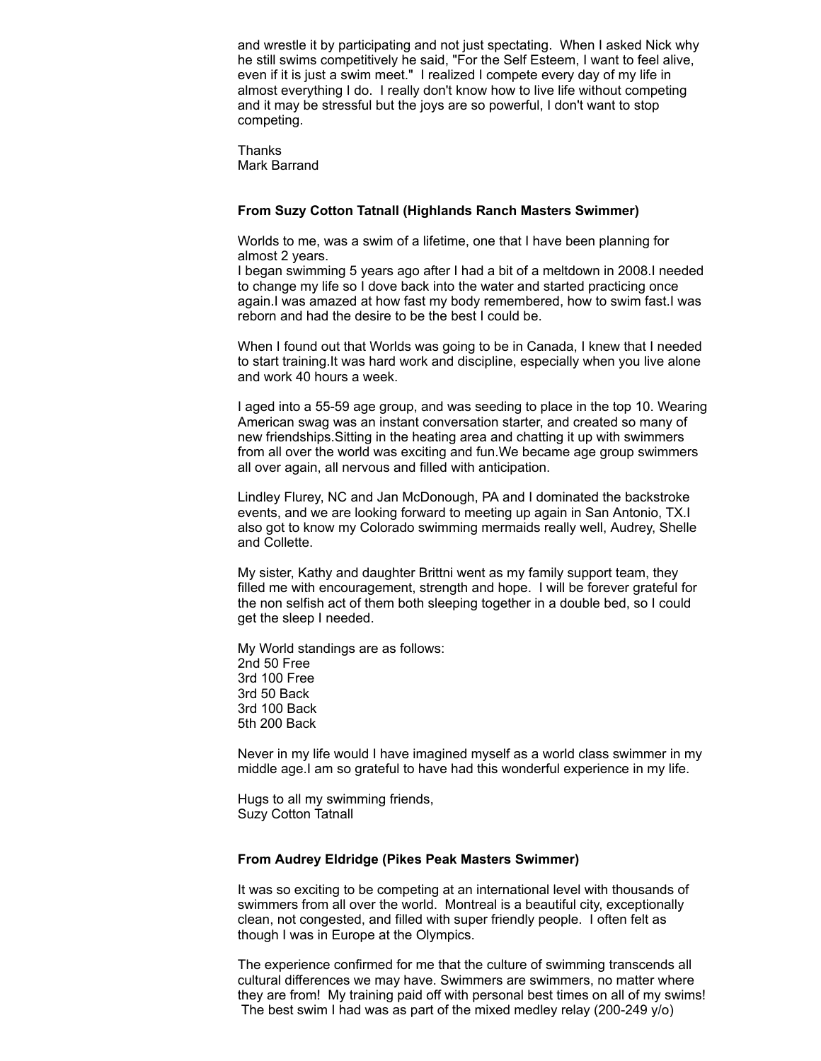and wrestle it by participating and not just spectating. When I asked Nick why he still swims competitively he said, "For the Self Esteem, I want to feel alive, even if it is just a swim meet." I realized I compete every day of my life in almost everything I do. I really don't know how to live life without competing and it may be stressful but the joys are so powerful, I don't want to stop competing.

Thanks
Mark Barrand

**From Suzy Cotton Tatnall (Highlands Ranch Masters Swimmer)**

Worlds to me, was a swim of a lifetime, one that I have been planning for almost 2 years.
I began swimming 5 years ago after I had a bit of a meltdown in 2008.I needed to change my life so I dove back into the water and started practicing once again.I was amazed at how fast my body remembered, how to swim fast.I was reborn and had the desire to be the best I could be.

When I found out that Worlds was going to be in Canada, I knew that I needed to start training.It was hard work and discipline, especially when you live alone and work 40 hours a week.

I aged into a 55-59 age group, and was seeding to place in the top 10. Wearing American swag was an instant conversation starter, and created so many of new friendships.Sitting in the heating area and chatting it up with swimmers from all over the world was exciting and fun.We became age group swimmers all over again, all nervous and filled with anticipation.

Lindley Flurey, NC and Jan McDonough, PA and I dominated the backstroke events, and we are looking forward to meeting up again in San Antonio, TX.I also got to know my Colorado swimming mermaids really well, Audrey, Shelle and Collette.

My sister, Kathy and daughter Brittni went as my family support team, they filled me with encouragement, strength and hope. I will be forever grateful for the non selfish act of them both sleeping together in a double bed, so I could get the sleep I needed.

My World standings are as follows:
2nd 50 Free
3rd 100 Free
3rd 50 Back
3rd 100 Back
5th 200 Back

Never in my life would I have imagined myself as a world class swimmer in my middle age.I am so grateful to have had this wonderful experience in my life.

Hugs to all my swimming friends,
Suzy Cotton Tatnall

**From Audrey Eldridge (Pikes Peak Masters Swimmer)**

It was so exciting to be competing at an international level with thousands of swimmers from all over the world. Montreal is a beautiful city, exceptionally clean, not congested, and filled with super friendly people. I often felt as though I was in Europe at the Olympics.

The experience confirmed for me that the culture of swimming transcends all cultural differences we may have. Swimmers are swimmers, no matter where they are from! My training paid off with personal best times on all of my swims! The best swim I had was as part of the mixed medley relay (200-249 y/o)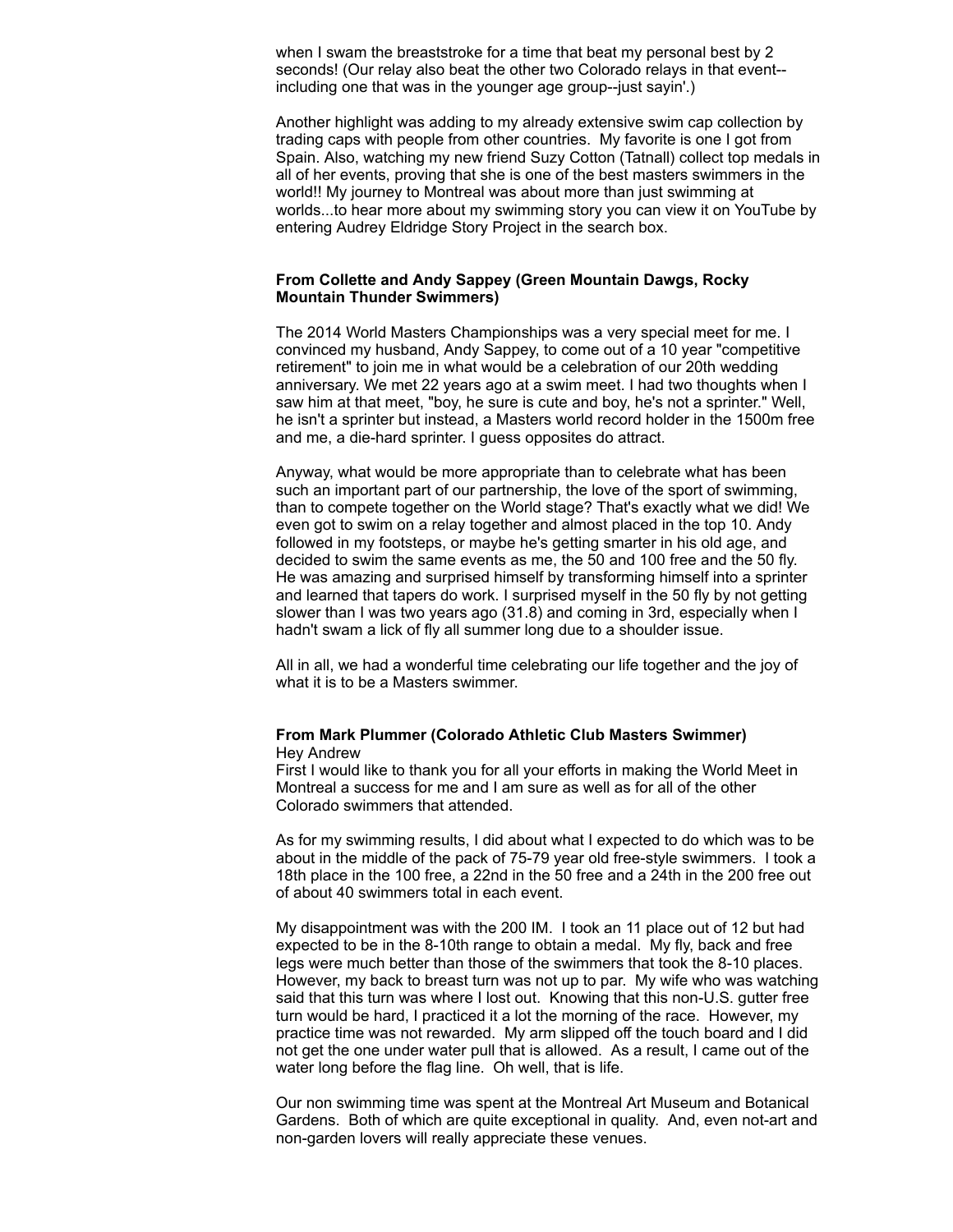when I swam the breaststroke for a time that beat my personal best by 2 seconds! (Our relay also beat the other two Colorado relays in that event--including one that was in the younger age group--just sayin'.)

Another highlight was adding to my already extensive swim cap collection by trading caps with people from other countries. My favorite is one I got from Spain. Also, watching my new friend Suzy Cotton (Tatnall) collect top medals in all of her events, proving that she is one of the best masters swimmers in the world!! My journey to Montreal was about more than just swimming at worlds...to hear more about my swimming story you can view it on YouTube by entering Audrey Eldridge Story Project in the search box.

**From Collette and Andy Sappey (Green Mountain Dawgs, Rocky Mountain Thunder Swimmers)**

The 2014 World Masters Championships was a very special meet for me. I convinced my husband, Andy Sappey, to come out of a 10 year "competitive retirement" to join me in what would be a celebration of our 20th wedding anniversary. We met 22 years ago at a swim meet. I had two thoughts when I saw him at that meet, "boy, he sure is cute and boy, he's not a sprinter." Well, he isn't a sprinter but instead, a Masters world record holder in the 1500m free and me, a die-hard sprinter. I guess opposites do attract.

Anyway, what would be more appropriate than to celebrate what has been such an important part of our partnership, the love of the sport of swimming, than to compete together on the World stage? That's exactly what we did! We even got to swim on a relay together and almost placed in the top 10. Andy followed in my footsteps, or maybe he's getting smarter in his old age, and decided to swim the same events as me, the 50 and 100 free and the 50 fly. He was amazing and surprised himself by transforming himself into a sprinter and learned that tapers do work. I surprised myself in the 50 fly by not getting slower than I was two years ago (31.8) and coming in 3rd, especially when I hadn't swam a lick of fly all summer long due to a shoulder issue.

All in all, we had a wonderful time celebrating our life together and the joy of what it is to be a Masters swimmer.

**From Mark Plummer (Colorado Athletic Club Masters Swimmer)**

Hey Andrew

First I would like to thank you for all your efforts in making the World Meet in Montreal a success for me and I am sure as well as for all of the other Colorado swimmers that attended.

As for my swimming results, I did about what I expected to do which was to be about in the middle of the pack of 75-79 year old free-style swimmers. I took a 18th place in the 100 free, a 22nd in the 50 free and a 24th in the 200 free out of about 40 swimmers total in each event.

My disappointment was with the 200 IM. I took an 11 place out of 12 but had expected to be in the 8-10th range to obtain a medal. My fly, back and free legs were much better than those of the swimmers that took the 8-10 places. However, my back to breast turn was not up to par. My wife who was watching said that this turn was where I lost out. Knowing that this non-U.S. gutter free turn would be hard, I practiced it a lot the morning of the race. However, my practice time was not rewarded. My arm slipped off the touch board and I did not get the one under water pull that is allowed. As a result, I came out of the water long before the flag line. Oh well, that is life.

Our non swimming time was spent at the Montreal Art Museum and Botanical Gardens. Both of which are quite exceptional in quality. And, even not-art and non-garden lovers will really appreciate these venues.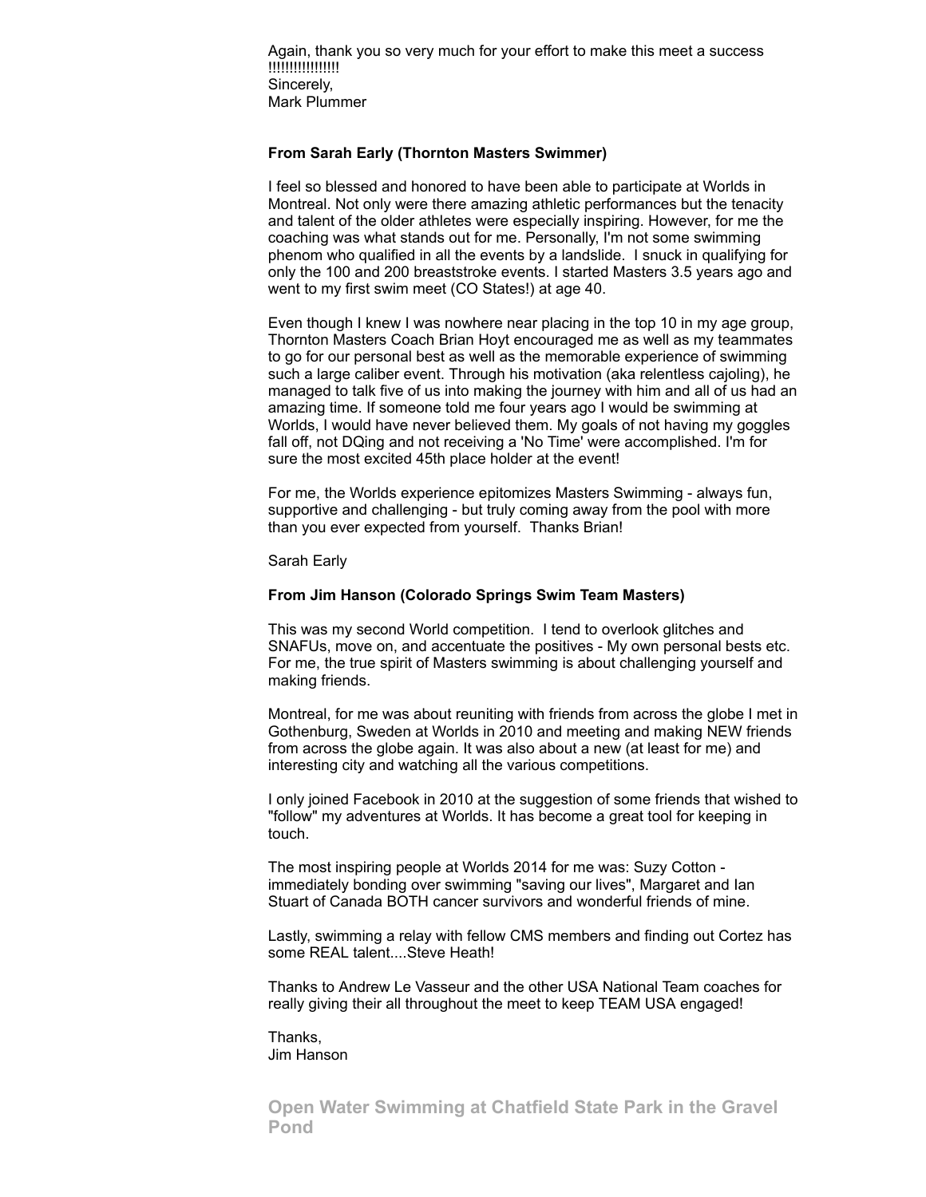Again, thank you so very much for your effort to make this meet a success !!!!!!!!!!!!!!!!
Sincerely,
Mark Plummer

**From Sarah Early (Thornton Masters Swimmer)**

I feel so blessed and honored to have been able to participate at Worlds in Montreal. Not only were there amazing athletic performances but the tenacity and talent of the older athletes were especially inspiring. However, for me the coaching was what stands out for me. Personally, I'm not some swimming phenom who qualified in all the events by a landslide. I snuck in qualifying for only the 100 and 200 breaststroke events. I started Masters 3.5 years ago and went to my first swim meet (CO States!) at age 40.

Even though I knew I was nowhere near placing in the top 10 in my age group, Thornton Masters Coach Brian Hoyt encouraged me as well as my teammates to go for our personal best as well as the memorable experience of swimming such a large caliber event. Through his motivation (aka relentless cajoling), he managed to talk five of us into making the journey with him and all of us had an amazing time. If someone told me four years ago I would be swimming at Worlds, I would have never believed them. My goals of not having my goggles fall off, not DQing and not receiving a 'No Time' were accomplished. I'm for sure the most excited 45th place holder at the event!

For me, the Worlds experience epitomizes Masters Swimming - always fun, supportive and challenging - but truly coming away from the pool with more than you ever expected from yourself. Thanks Brian!

Sarah Early

**From Jim Hanson (Colorado Springs Swim Team Masters)**

This was my second World competition. I tend to overlook glitches and SNAFUs, move on, and accentuate the positives - My own personal bests etc. For me, the true spirit of Masters swimming is about challenging yourself and making friends.

Montreal, for me was about reuniting with friends from across the globe I met in Gothenburg, Sweden at Worlds in 2010 and meeting and making NEW friends from across the globe again. It was also about a new (at least for me) and interesting city and watching all the various competitions.

I only joined Facebook in 2010 at the suggestion of some friends that wished to "follow" my adventures at Worlds. It has become a great tool for keeping in touch.

The most inspiring people at Worlds 2014 for me was: Suzy Cotton - immediately bonding over swimming "saving our lives", Margaret and Ian Stuart of Canada BOTH cancer survivors and wonderful friends of mine.

Lastly, swimming a relay with fellow CMS members and finding out Cortez has some REAL talent....Steve Heath!

Thanks to Andrew Le Vasseur and the other USA National Team coaches for really giving their all throughout the meet to keep TEAM USA engaged!

Thanks,
Jim Hanson

## Open Water Swimming at Chatfield State Park in the Gravel Pond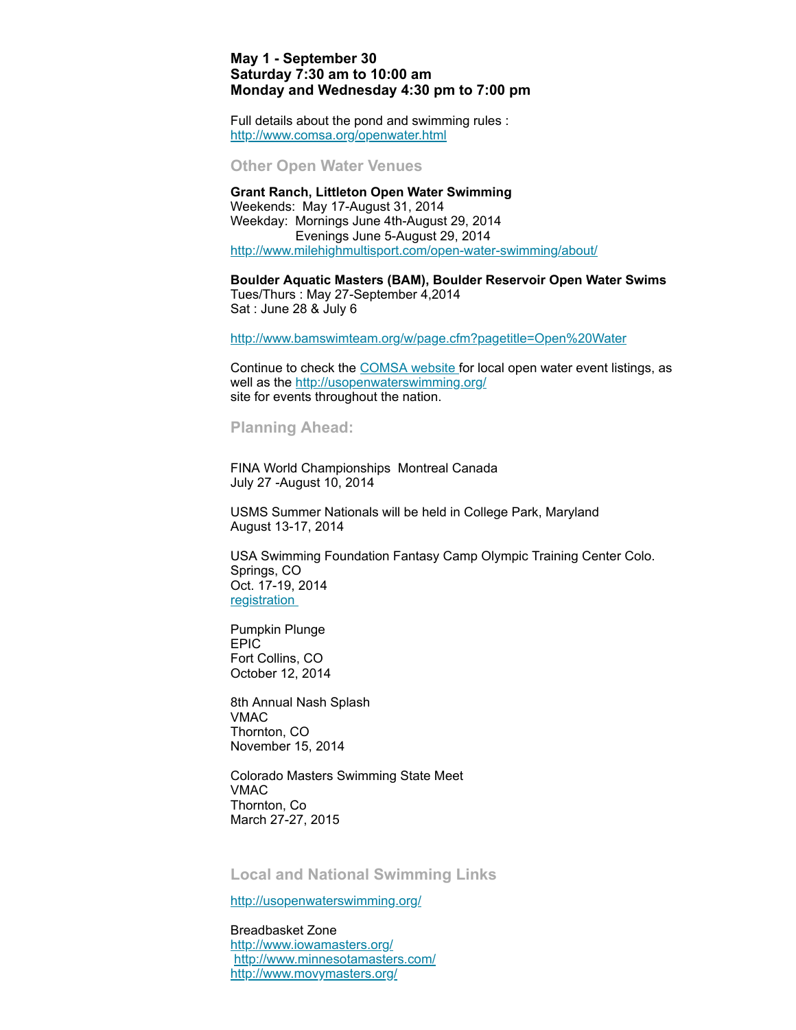**May 1 - September 30**
**Saturday 7:30 am to 10:00 am**
**Monday and Wednesday 4:30 pm to 7:00 pm**

Full details about the pond and swimming rules :
http://www.comsa.org/openwater.html

## Other Open Water Venues

**Grant Ranch, Littleton Open Water Swimming**
Weekends: May 17-August 31, 2014
Weekday: Mornings June 4th-August 29, 2014
Evenings June 5-August 29, 2014
http://www.milehighmultisport.com/open-water-swimming/about/

**Boulder Aquatic Masters (BAM), Boulder Reservoir Open Water Swims**
Tues/Thurs : May 27-September 4,2014
Sat : June 28 & July 6

http://www.bamswimteam.org/w/page.cfm?pagetitle=Open%20Water

Continue to check the COMSA website for local open water event listings, as well as the http://usopenwaterswimming.org/
site for events throughout the nation.

## Planning Ahead:

FINA World Championships Montreal Canada
July 27 -August 10, 2014

USMS Summer Nationals will be held in College Park, Maryland
August 13-17, 2014

USA Swimming Foundation Fantasy Camp Olympic Training Center Colo. Springs, CO
Oct. 17-19, 2014
registration

Pumpkin Plunge
EPIC
Fort Collins, CO
October 12, 2014

8th Annual Nash Splash
VMAC
Thornton, CO
November 15, 2014

Colorado Masters Swimming State Meet
VMAC
Thornton, Co
March 27-27, 2015

## Local and National Swimming Links

http://usopenwaterswimming.org/

Breadbasket Zone
http://www.iowamasters.org/
http://www.minnesotamasters.com/
http://www.movymasters.org/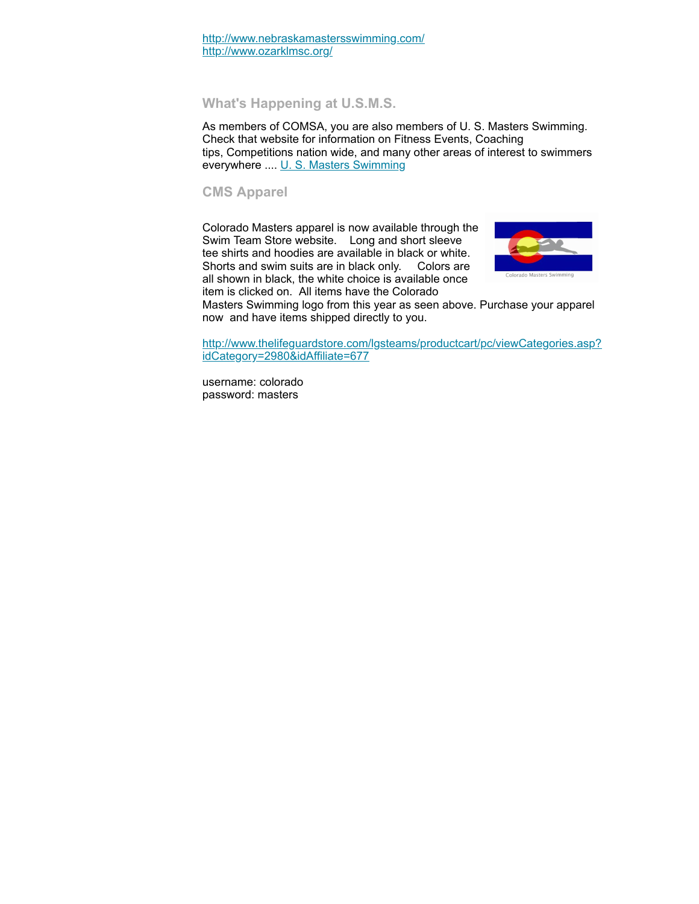http://www.nebraskamastersswimming.com/
http://www.ozarklmsc.org/

## What's Happening at U.S.M.S.

As members of COMSA, you are also members of U. S. Masters Swimming. Check that website for information on Fitness Events, Coaching tips, Competitions nation wide, and many other areas of interest to swimmers everywhere .... U. S. Masters Swimming

## CMS Apparel

Colorado Masters apparel is now available through the Swim Team Store website. Long and short sleeve tee shirts and hoodies are available in black or white. Shorts and swim suits are in black only. Colors are all shown in black, the white choice is available once item is clicked on. All items have the Colorado Masters Swimming logo from this year as seen above. Purchase your apparel now and have items shipped directly to you.

Colorado Masters Swimming

http://www.thelifeguardstore.com/lgsteams/productcart/pc/viewCategories.asp?idCategory=2980&idAffiliate=677

username: colorado
password: masters